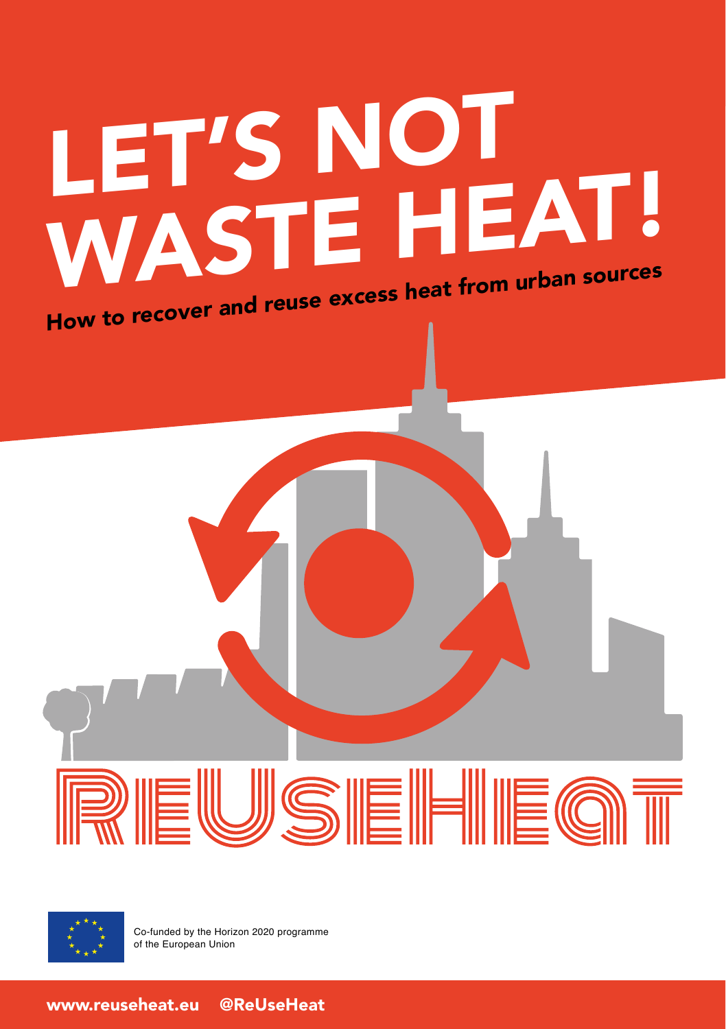# LET'S NOT WASTE HEAT!

## How to recover and reuse excess heat from urban sources

REUSEHEAT

Co-funded by the Horizon 2020 programme of the European Union

www.reuseheat.eu @ReUseHeat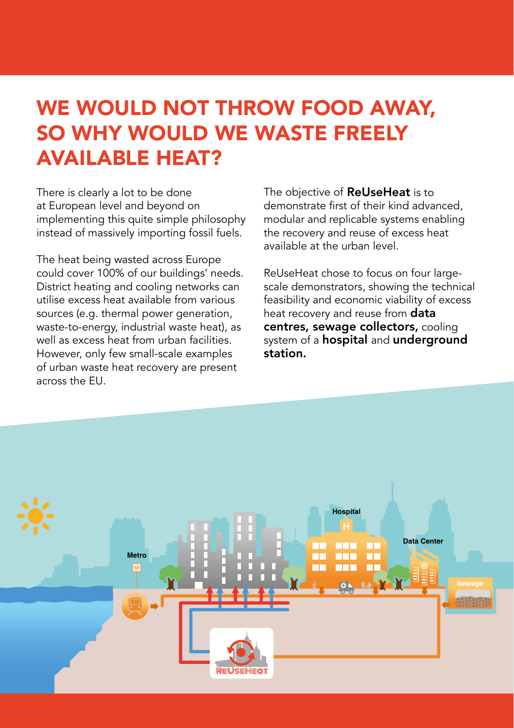# WE WOULD NOT THROW FOOD AWAY, SO WHY WOULD WE WASTE FREELY AVAILABLE HEAT?

There is clearly a lot to be done at European level and beyond on implementing this quite simple philosophy instead of massively importing fossil fuels.

The heat being wasted across Europe could cover 100% of our buildings' needs. District heating and cooling networks can utilise excess heat available from various sources (e.g. thermal power generation, waste-to-energy, industrial waste heat), as well as excess heat from urban facilities. However, only few small-scale examples of urban waste heat recovery are present across the EU.

The objective of **ReUseHeat** is to demonstrate first of their kind advanced, modular and replicable systems enabling the recovery and reuse of excess heat available at the urban level.

ReUseHeat chose to focus on four large-scale demonstrators, showing the technical feasibility and economic viability of excess heat recovery and reuse from **data centres, sewage collectors,** cooling system of a **hospital** and **underground station.**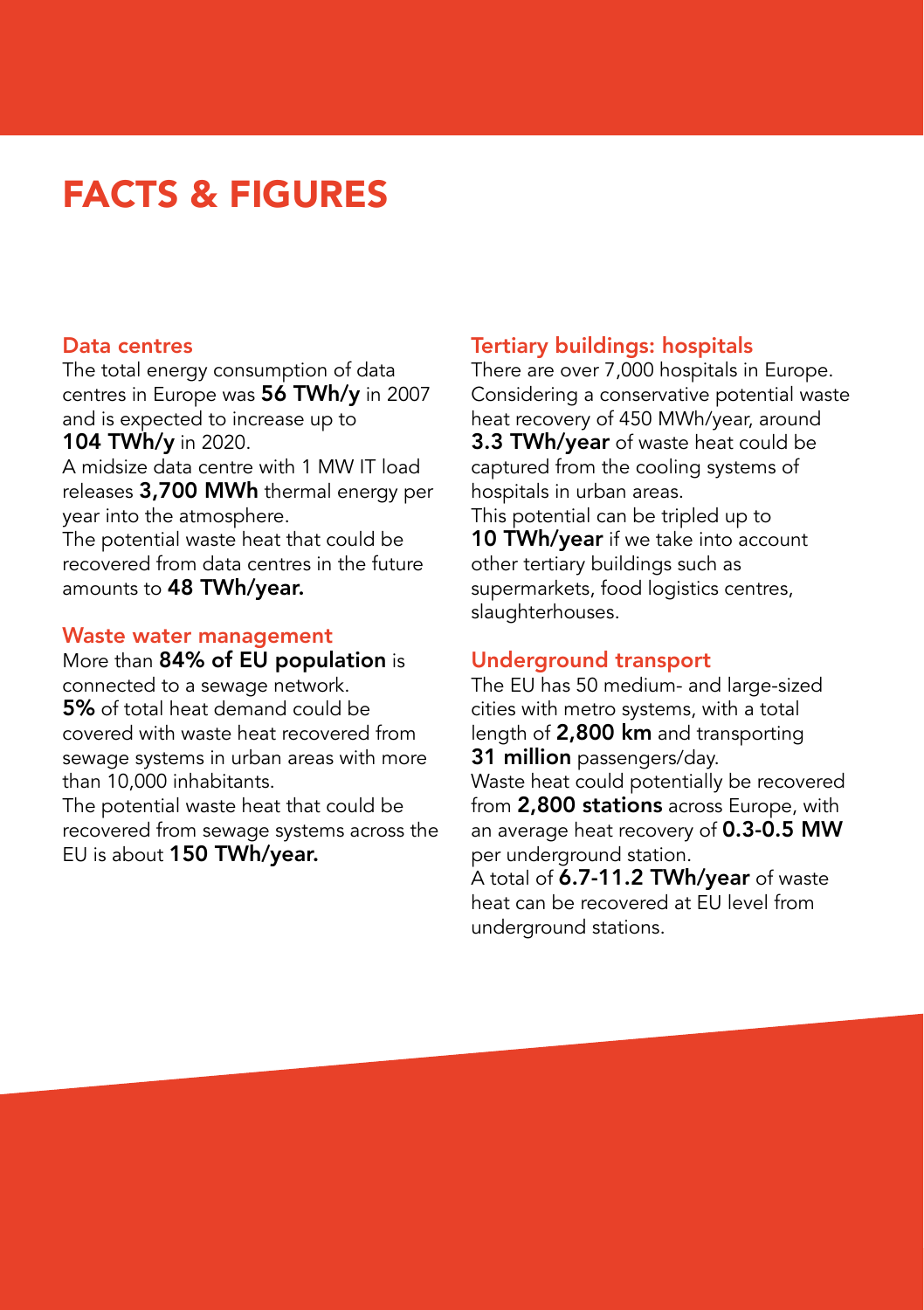# FACTS & FIGURES

### Data centres

The total energy consumption of data centres in Europe was **56 TWh/y** in 2007 and is expected to increase up to **104 TWh/y** in 2020.

A midsize data centre with 1 MW IT load releases **3,700 MWh** thermal energy per year into the atmosphere.

The potential waste heat that could be recovered from data centres in the future amounts to **48 TWh/year.**

### Waste water management

More than **84% of EU population** is connected to a sewage network.

**5%** of total heat demand could be covered with waste heat recovered from sewage systems in urban areas with more than 10,000 inhabitants.

The potential waste heat that could be recovered from sewage systems across the EU is about **150 TWh/year.**

### Tertiary buildings: hospitals

There are over 7,000 hospitals in Europe. Considering a conservative potential waste heat recovery of 450 MWh/year, around **3.3 TWh/year** of waste heat could be captured from the cooling systems of hospitals in urban areas.

This potential can be tripled up to **10 TWh/year** if we take into account other tertiary buildings such as supermarkets, food logistics centres, slaughterhouses.

### Underground transport

The EU has 50 medium- and large-sized cities with metro systems, with a total length of **2,800 km** and transporting **31 million** passengers/day.

Waste heat could potentially be recovered from **2,800 stations** across Europe, with an average heat recovery of **0.3-0.5 MW** per underground station.

A total of **6.7-11.2 TWh/year** of waste heat can be recovered at EU level from underground stations.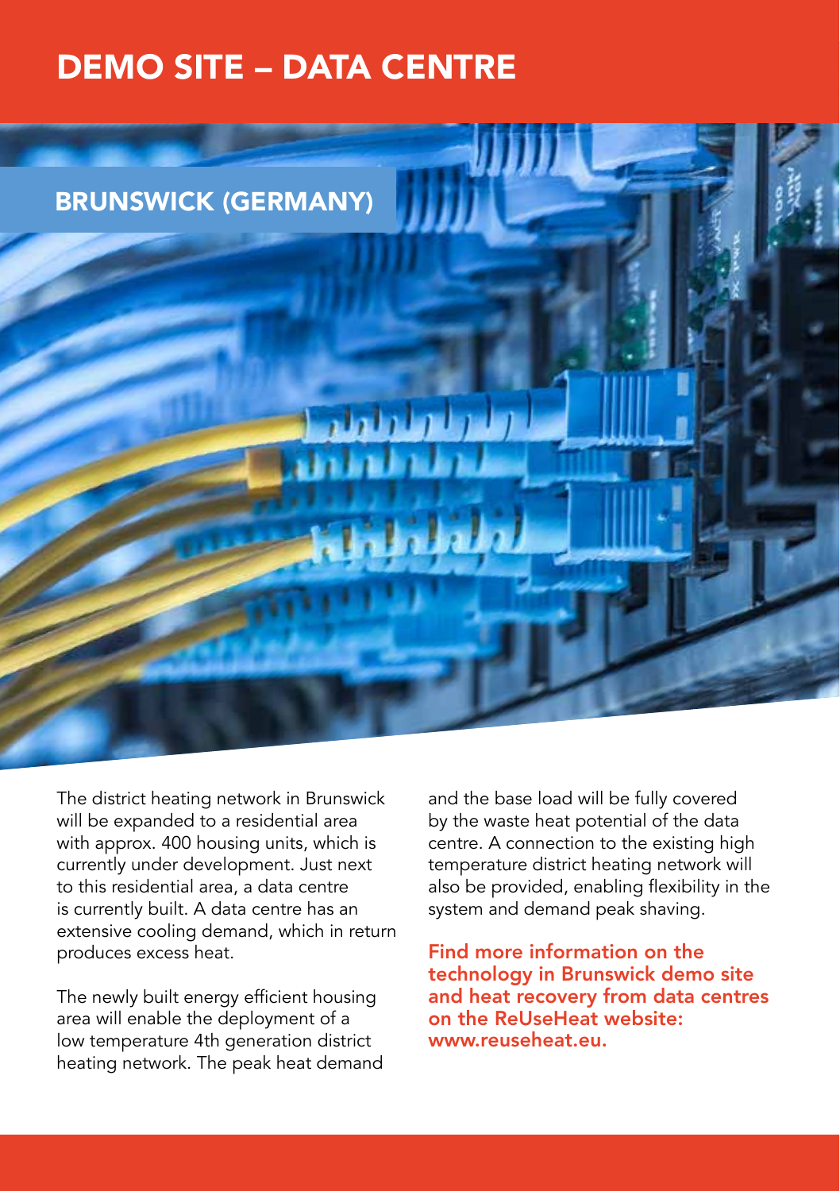# DEMO SITE – DATA CENTRE

## BRUNSWICK (GERMANY)

The district heating network in Brunswick will be expanded to a residential area with approx. 400 housing units, which is currently under development. Just next to this residential area, a data centre is currently built. A data centre has an extensive cooling demand, which in return produces excess heat.

The newly built energy efficient housing area will enable the deployment of a low temperature 4th generation district heating network. The peak heat demand and the base load will be fully covered by the waste heat potential of the data centre. A connection to the existing high temperature district heating network will also be provided, enabling flexibility in the system and demand peak shaving.

**Find more information on the technology in Brunswick demo site and heat recovery from data centres on the ReUseHeat website: www.reuseheat.eu.**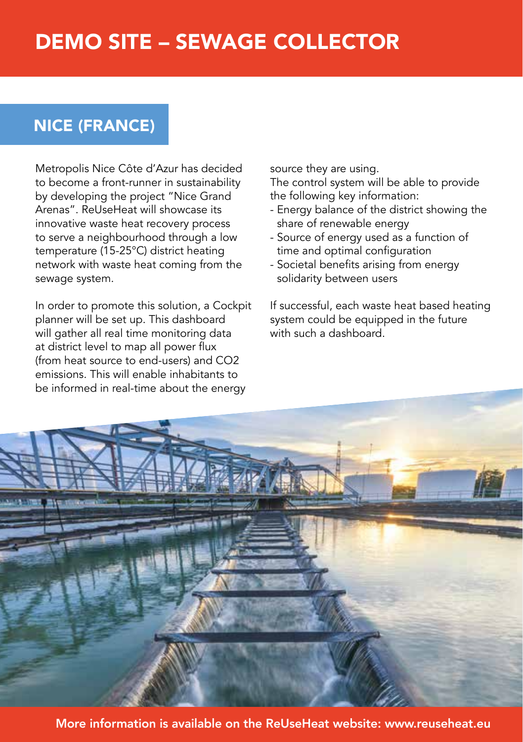# DEMO SITE – SEWAGE COLLECTOR

## NICE (FRANCE)

Metropolis Nice Côte d'Azur has decided to become a front-runner in sustainability by developing the project "Nice Grand Arenas". ReUseHeat will showcase its innovative waste heat recovery process to serve a neighbourhood through a low temperature (15-25°C) district heating network with waste heat coming from the sewage system.

In order to promote this solution, a Cockpit planner will be set up. This dashboard will gather all real time monitoring data at district level to map all power flux (from heat source to end-users) and $CO_2$ emissions. This will enable inhabitants to be informed in real-time about the energy source they are using.

The control system will be able to provide the following key information:

- Energy balance of the district showing the share of renewable energy
- Source of energy used as a function of time and optimal configuration
- Societal benefits arising from energy solidarity between users

If successful, each waste heat based heating system could be equipped in the future with such a dashboard.

More information is available on the ReUseHeat website: www.reuseheat.eu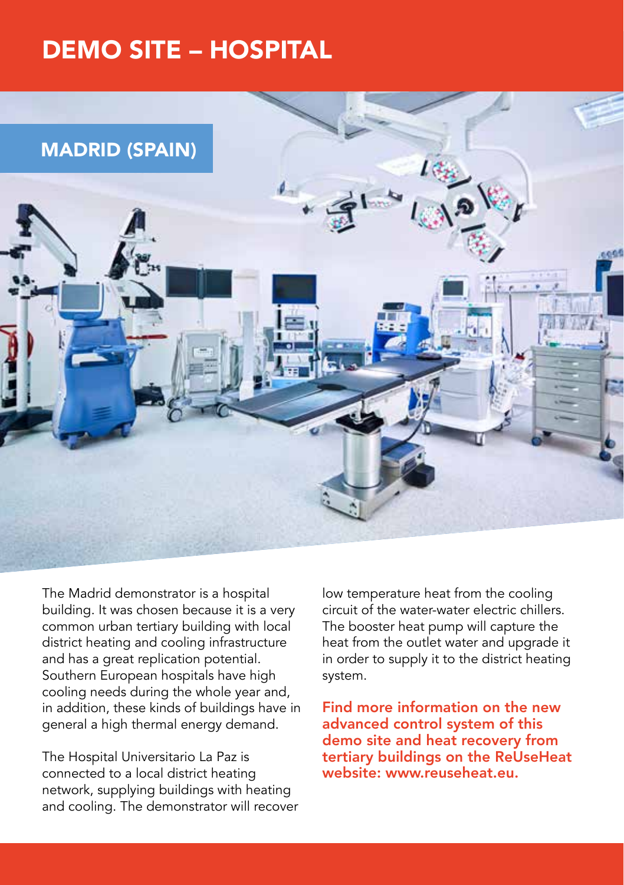# DEMO SITE – HOSPITAL

## MADRID (SPAIN)

The Madrid demonstrator is a hospital building. It was chosen because it is a very common urban tertiary building with local district heating and cooling infrastructure and has a great replication potential. Southern European hospitals have high cooling needs during the whole year and, in addition, these kinds of buildings have in general a high thermal energy demand.

The Hospital Universitario La Paz is connected to a local district heating network, supplying buildings with heating and cooling. The demonstrator will recover low temperature heat from the cooling circuit of the water-water electric chillers. The booster heat pump will capture the heat from the outlet water and upgrade it in order to supply it to the district heating system.

**Find more information on the new advanced control system of this demo site and heat recovery from tertiary buildings on the ReUseHeat website: www.reuseheat.eu.**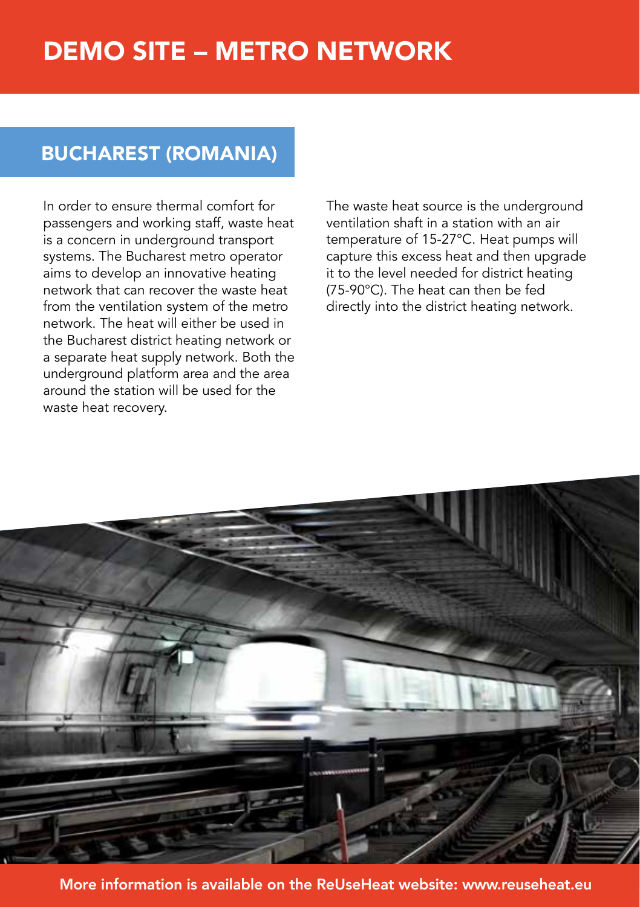# DEMO SITE – METRO NETWORK

## BUCHAREST (ROMANIA)

In order to ensure thermal comfort for passengers and working staff, waste heat is a concern in underground transport systems. The Bucharest metro operator aims to develop an innovative heating network that can recover the waste heat from the ventilation system of the metro network. The heat will either be used in the Bucharest district heating network or a separate heat supply network. Both the underground platform area and the area around the station will be used for the waste heat recovery.

The waste heat source is the underground ventilation shaft in a station with an air temperature of 15-27°C. Heat pumps will capture this excess heat and then upgrade it to the level needed for district heating (75-90°C). The heat can then be fed directly into the district heating network.

More information is available on the ReUseHeat website: www.reuseheat.eu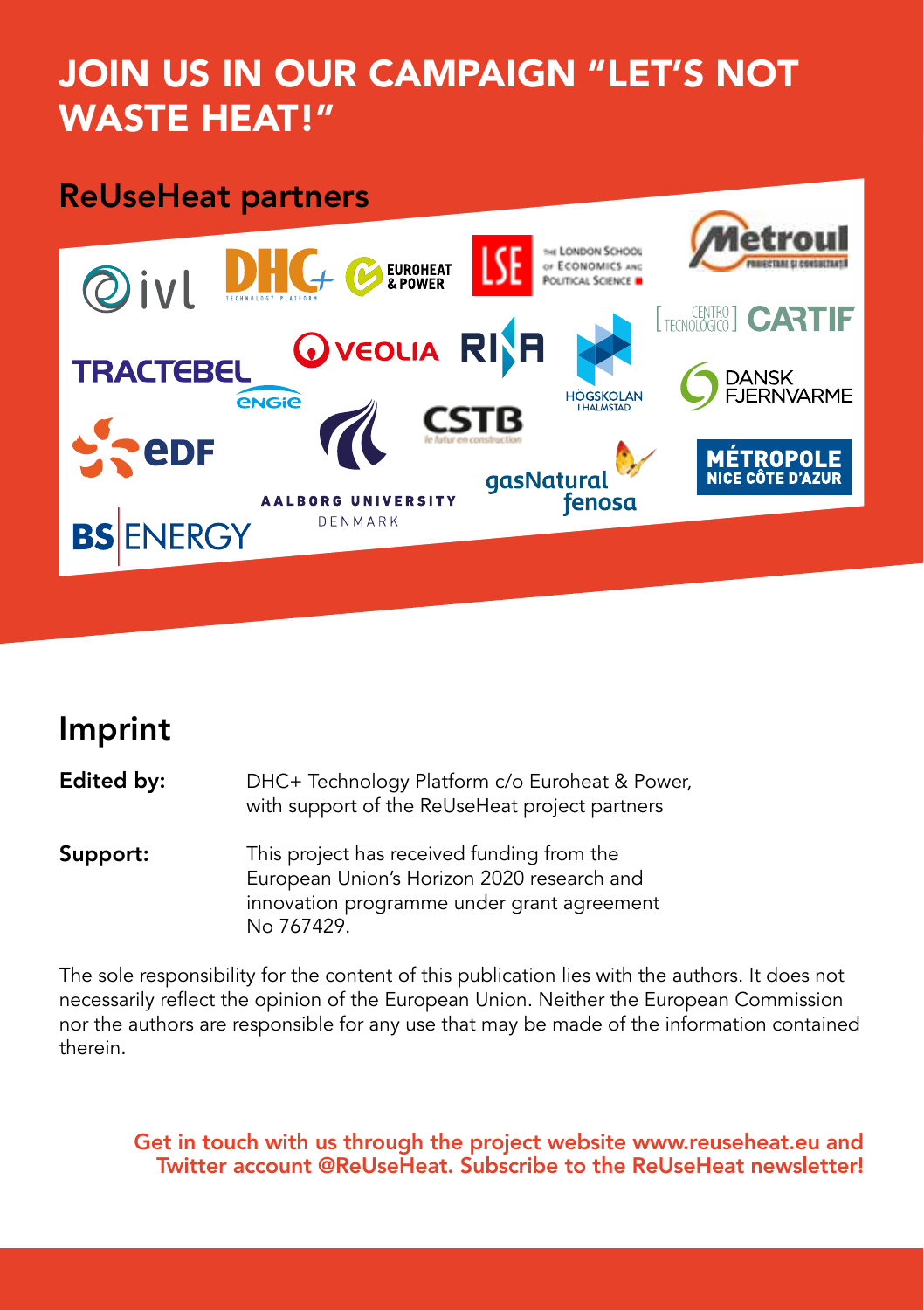# JOIN US IN OUR CAMPAIGN "LET'S NOT WASTE HEAT!"

## ReUseHeat partners

## Imprint

**Edited by:** DHC+ Technology Platform c/o Euroheat & Power, with support of the ReUseHeat project partners

**Support:** This project has received funding from the European Union's Horizon 2020 research and innovation programme under grant agreement No 767429.

The sole responsibility for the content of this publication lies with the authors. It does not necessarily reflect the opinion of the European Union. Neither the European Commission nor the authors are responsible for any use that may be made of the information contained therein.

**Get in touch with us through the project website www.reuseheat.eu and Twitter account @ReUseHeat. Subscribe to the ReUseHeat newsletter!**